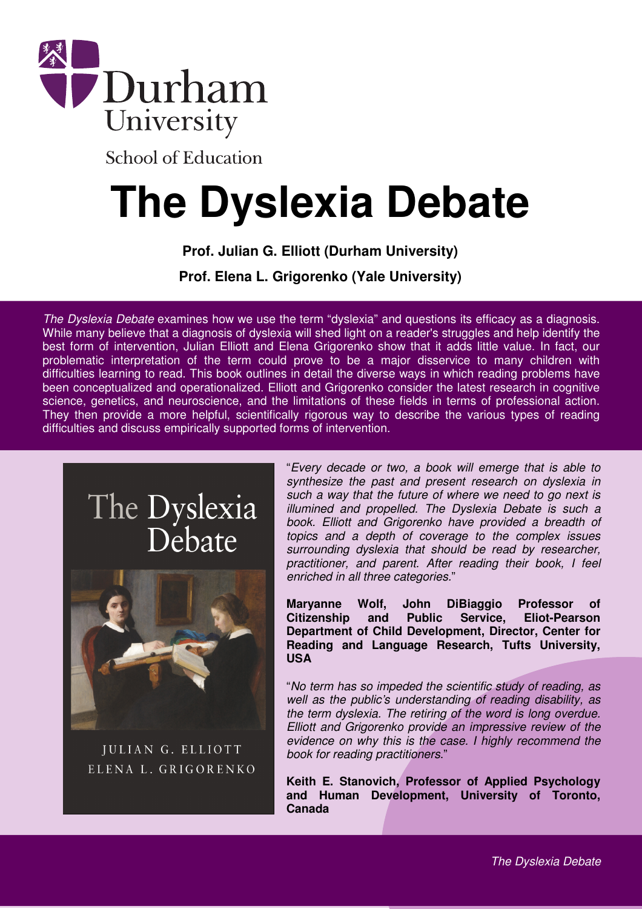Durham University

School of Education

# The Dyslexia Debate

**Prof. Julian G. Elliott (Durham University)**

**Prof. Elena L. Grigorenko (Yale University)**

*The Dyslexia Debate* examines how we use the term "dyslexia" and questions its efficacy as a diagnosis. While many believe that a diagnosis of dyslexia will shed light on a reader's struggles and help identify the best form of intervention, Julian Elliott and Elena Grigorenko show that it adds little value. In fact, our problematic interpretation of the term could prove to be a major disservice to many children with difficulties learning to read. This book outlines in detail the diverse ways in which reading problems have been conceptualized and operationalized. Elliott and Grigorenko consider the latest research in cognitive science, genetics, and neuroscience, and the limitations of these fields in terms of professional action. They then provide a more helpful, scientifically rigorous way to describe the various types of reading difficulties and discuss empirically supported forms of intervention.

The Dyslexia Debate

JULIAN G. ELLIOTT
ELENA L. GRIGORENKO

"*Every decade or two, a book will emerge that is able to synthesize the past and present research on dyslexia in such a way that the future of where we need to go next is illumined and propelled. The Dyslexia Debate is such a book. Elliott and Grigorenko have provided a breadth of topics and a depth of coverage to the complex issues surrounding dyslexia that should be read by researcher, practitioner, and parent. After reading their book, I feel enriched in all three categories.*"

**Maryanne Wolf, John DiBiaggio Professor of Citizenship and Public Service, Eliot-Pearson Department of Child Development, Director, Center for Reading and Language Research, Tufts University, USA**

"*No term has so impeded the scientific study of reading, as well as the public's understanding of reading disability, as the term dyslexia. The retiring of the word is long overdue. Elliott and Grigorenko provide an impressive review of the evidence on why this is the case. I highly recommend the book for reading practitioners.*"

**Keith E. Stanovich, Professor of Applied Psychology and Human Development, University of Toronto, Canada**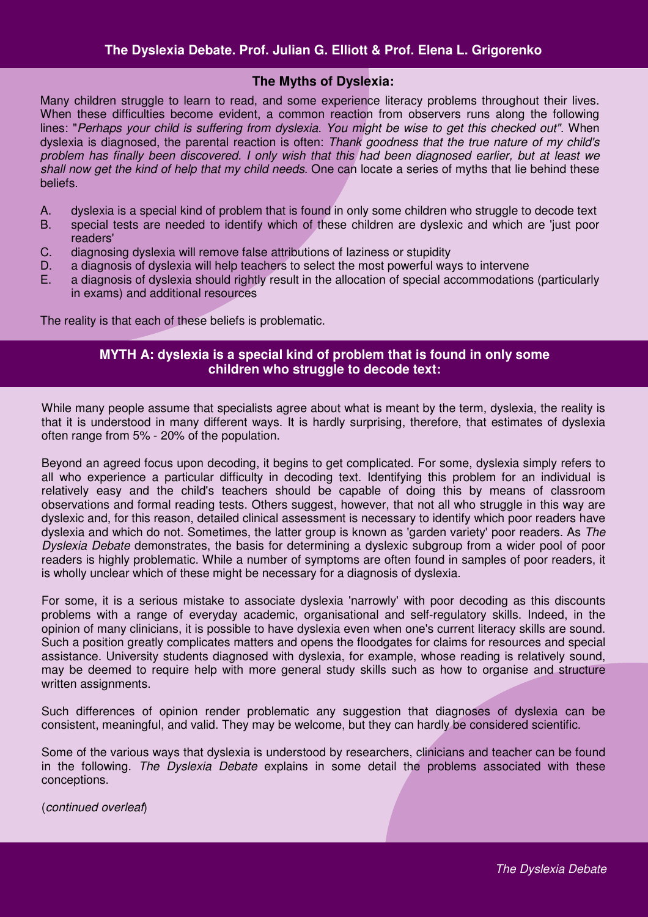## The Myths of Dyslexia:

Many children struggle to learn to read, and some experience literacy problems throughout their lives. When these difficulties become evident, a common reaction from observers runs along the following lines: "*Perhaps your child is suffering from dyslexia. You might be wise to get this checked out".* When dyslexia is diagnosed, the parental reaction is often: *Thank goodness that the true nature of my child's problem has finally been discovered. I only wish that this had been diagnosed earlier, but at least we shall now get the kind of help that my child needs.* One can locate a series of myths that lie behind these beliefs.

A. dyslexia is a special kind of problem that is found in only some children who struggle to decode text
B. special tests are needed to identify which of these children are dyslexic and which are 'just poor readers'
C. diagnosing dyslexia will remove false attributions of laziness or stupidity
D. a diagnosis of dyslexia will help teachers to select the most powerful ways to intervene
E. a diagnosis of dyslexia should rightly result in the allocation of special accommodations (particularly in exams) and additional resources

The reality is that each of these beliefs is problematic.

## MYTH A: dyslexia is a special kind of problem that is found in only some children who struggle to decode text:

While many people assume that specialists agree about what is meant by the term, dyslexia, the reality is that it is understood in many different ways. It is hardly surprising, therefore, that estimates of dyslexia often range from 5% - 20% of the population.

Beyond an agreed focus upon decoding, it begins to get complicated. For some, dyslexia simply refers to all who experience a particular difficulty in decoding text. Identifying this problem for an individual is relatively easy and the child's teachers should be capable of doing this by means of classroom observations and formal reading tests. Others suggest, however, that not all who struggle in this way are dyslexic and, for this reason, detailed clinical assessment is necessary to identify which poor readers have dyslexia and which do not. Sometimes, the latter group is known as 'garden variety' poor readers. As *The Dyslexia Debate* demonstrates, the basis for determining a dyslexic subgroup from a wider pool of poor readers is highly problematic. While a number of symptoms are often found in samples of poor readers, it is wholly unclear which of these might be necessary for a diagnosis of dyslexia.

For some, it is a serious mistake to associate dyslexia 'narrowly' with poor decoding as this discounts problems with a range of everyday academic, organisational and self-regulatory skills. Indeed, in the opinion of many clinicians, it is possible to have dyslexia even when one's current literacy skills are sound. Such a position greatly complicates matters and opens the floodgates for claims for resources and special assistance. University students diagnosed with dyslexia, for example, whose reading is relatively sound, may be deemed to require help with more general study skills such as how to organise and structure written assignments.

Such differences of opinion render problematic any suggestion that diagnoses of dyslexia can be consistent, meaningful, and valid. They may be welcome, but they can hardly be considered scientific.

Some of the various ways that dyslexia is understood by researchers, clinicians and teacher can be found in the following. *The Dyslexia Debate* explains in some detail the problems associated with these conceptions.

(*continued overleaf*)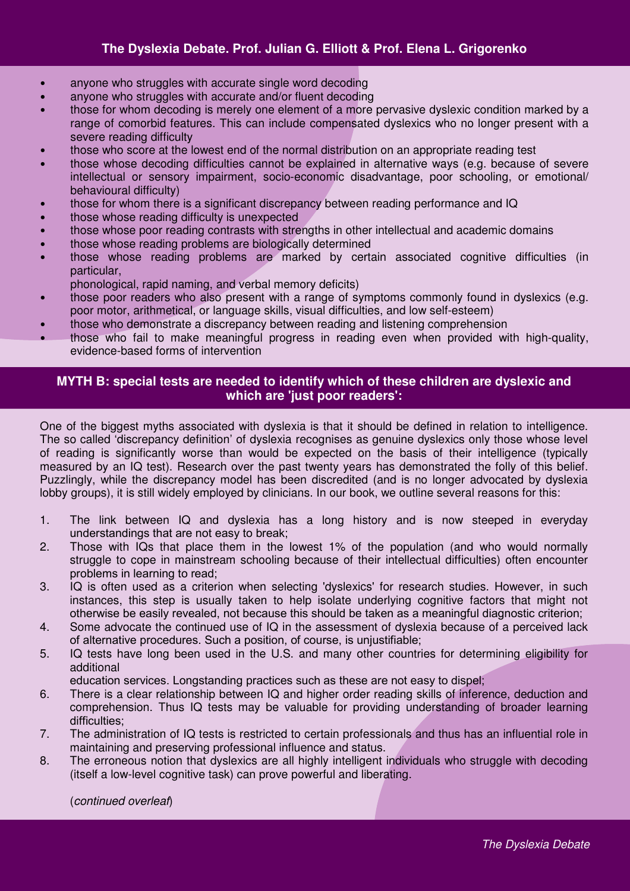- anyone who struggles with accurate single word decoding
- anyone who struggles with accurate and/or fluent decoding
- those for whom decoding is merely one element of a more pervasive dyslexic condition marked by a range of comorbid features. This can include compensated dyslexics who no longer present with a severe reading difficulty
- those who score at the lowest end of the normal distribution on an appropriate reading test
- those whose decoding difficulties cannot be explained in alternative ways (e.g. because of severe intellectual or sensory impairment, socio-economic disadvantage, poor schooling, or emotional/ behavioural difficulty)
- those for whom there is a significant discrepancy between reading performance and IQ
- those whose reading difficulty is unexpected
- those whose poor reading contrasts with strengths in other intellectual and academic domains
- those whose reading problems are biologically determined
- those whose reading problems are marked by certain associated cognitive difficulties (in particular, phonological, rapid naming, and verbal memory deficits)
- those poor readers who also present with a range of symptoms commonly found in dyslexics (e.g. poor motor, arithmetical, or language skills, visual difficulties, and low self-esteem)
- those who demonstrate a discrepancy between reading and listening comprehension
- those who fail to make meaningful progress in reading even when provided with high-quality, evidence-based forms of intervention

## MYTH B: special tests are needed to identify which of these children are dyslexic and which are 'just poor readers':

One of the biggest myths associated with dyslexia is that it should be defined in relation to intelligence. The so called 'discrepancy definition' of dyslexia recognises as genuine dyslexics only those whose level of reading is significantly worse than would be expected on the basis of their intelligence (typically measured by an IQ test). Research over the past twenty years has demonstrated the folly of this belief. Puzzlingly, while the discrepancy model has been discredited (and is no longer advocated by dyslexia lobby groups), it is still widely employed by clinicians. In our book, we outline several reasons for this:

1. The link between IQ and dyslexia has a long history and is now steeped in everyday understandings that are not easy to break;
2. Those with IQs that place them in the lowest 1% of the population (and who would normally struggle to cope in mainstream schooling because of their intellectual difficulties) often encounter problems in learning to read;
3. IQ is often used as a criterion when selecting 'dyslexics' for research studies. However, in such instances, this step is usually taken to help isolate underlying cognitive factors that might not otherwise be easily revealed, not because this should be taken as a meaningful diagnostic criterion;
4. Some advocate the continued use of IQ in the assessment of dyslexia because of a perceived lack of alternative procedures. Such a position, of course, is unjustifiable;
5. IQ tests have long been used in the U.S. and many other countries for determining eligibility for additional education services. Longstanding practices such as these are not easy to dispel;
6. There is a clear relationship between IQ and higher order reading skills of inference, deduction and comprehension. Thus IQ tests may be valuable for providing understanding of broader learning difficulties;
7. The administration of IQ tests is restricted to certain professionals and thus has an influential role in maintaining and preserving professional influence and status.
8. The erroneous notion that dyslexics are all highly intelligent individuals who struggle with decoding (itself a low-level cognitive task) can prove powerful and liberating.

(*continued overleaf*)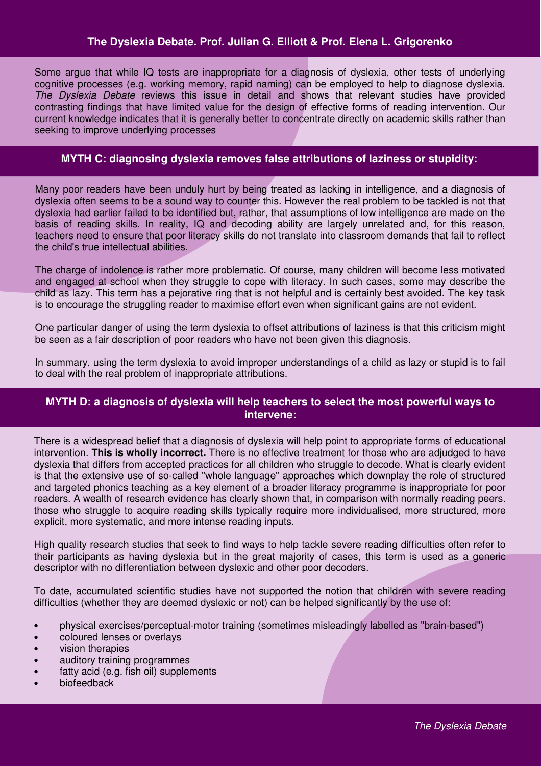Some argue that while IQ tests are inappropriate for a diagnosis of dyslexia, other tests of underlying cognitive processes (e.g. working memory, rapid naming) can be employed to help to diagnose dyslexia. *The Dyslexia Debate* reviews this issue in detail and shows that relevant studies have provided contrasting findings that have limited value for the design of effective forms of reading intervention. Our current knowledge indicates that it is generally better to concentrate directly on academic skills rather than seeking to improve underlying processes

## MYTH C: diagnosing dyslexia removes false attributions of laziness or stupidity:

Many poor readers have been unduly hurt by being treated as lacking in intelligence, and a diagnosis of dyslexia often seems to be a sound way to counter this. However the real problem to be tackled is not that dyslexia had earlier failed to be identified but, rather, that assumptions of low intelligence are made on the basis of reading skills. In reality, IQ and decoding ability are largely unrelated and, for this reason, teachers need to ensure that poor literacy skills do not translate into classroom demands that fail to reflect the child's true intellectual abilities.

The charge of indolence is rather more problematic. Of course, many children will become less motivated and engaged at school when they struggle to cope with literacy. In such cases, some may describe the child as lazy. This term has a pejorative ring that is not helpful and is certainly best avoided. The key task is to encourage the struggling reader to maximise effort even when significant gains are not evident.

One particular danger of using the term dyslexia to offset attributions of laziness is that this criticism might be seen as a fair description of poor readers who have not been given this diagnosis.

In summary, using the term dyslexia to avoid improper understandings of a child as lazy or stupid is to fail to deal with the real problem of inappropriate attributions.

## MYTH D: a diagnosis of dyslexia will help teachers to select the most powerful ways to intervene:

There is a widespread belief that a diagnosis of dyslexia will help point to appropriate forms of educational intervention. **This is wholly incorrect.** There is no effective treatment for those who are adjudged to have dyslexia that differs from accepted practices for all children who struggle to decode. What is clearly evident is that the extensive use of so-called "whole language" approaches which downplay the role of structured and targeted phonics teaching as a key element of a broader literacy programme is inappropriate for poor readers. A wealth of research evidence has clearly shown that, in comparison with normally reading peers. those who struggle to acquire reading skills typically require more individualised, more structured, more explicit, more systematic, and more intense reading inputs.

High quality research studies that seek to find ways to help tackle severe reading difficulties often refer to their participants as having dyslexia but in the great majority of cases, this term is used as a generic descriptor with no differentiation between dyslexic and other poor decoders.

To date, accumulated scientific studies have not supported the notion that children with severe reading difficulties (whether they are deemed dyslexic or not) can be helped significantly by the use of:

- physical exercises/perceptual-motor training (sometimes misleadingly labelled as "brain-based")
- coloured lenses or overlays
- vision therapies
- auditory training programmes
- fatty acid (e.g. fish oil) supplements
- biofeedback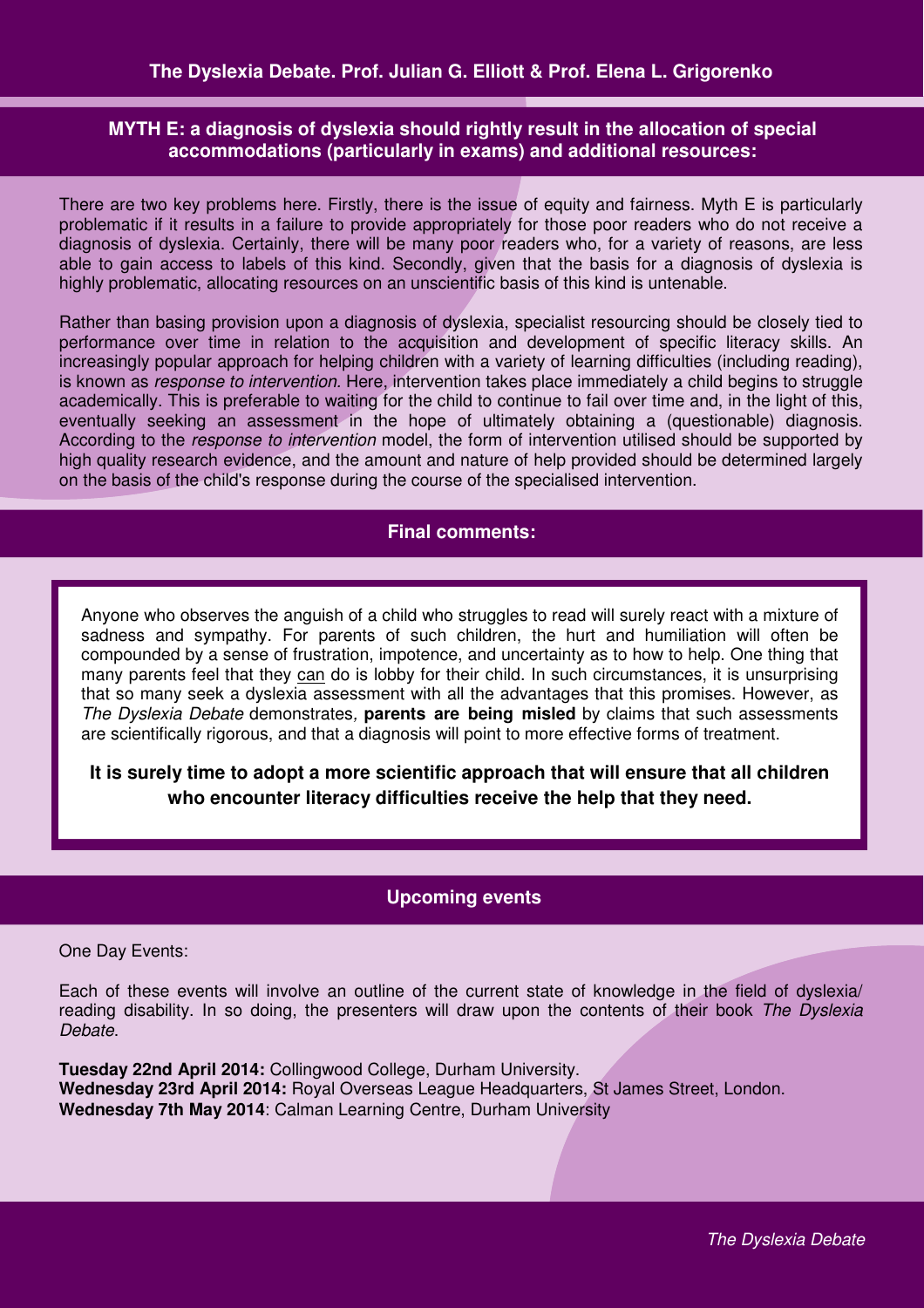**MYTH E: a diagnosis of dyslexia should rightly result in the allocation of special accommodations (particularly in exams) and additional resources:**

There are two key problems here. Firstly, there is the issue of equity and fairness. Myth E is particularly problematic if it results in a failure to provide appropriately for those poor readers who do not receive a diagnosis of dyslexia. Certainly, there will be many poor readers who, for a variety of reasons, are less able to gain access to labels of this kind. Secondly, given that the basis for a diagnosis of dyslexia is highly problematic, allocating resources on an unscientific basis of this kind is untenable.

Rather than basing provision upon a diagnosis of dyslexia, specialist resourcing should be closely tied to performance over time in relation to the acquisition and development of specific literacy skills. An increasingly popular approach for helping children with a variety of learning difficulties (including reading), is known as *response to intervention.* Here, intervention takes place immediately a child begins to struggle academically. This is preferable to waiting for the child to continue to fail over time and, in the light of this, eventually seeking an assessment in the hope of ultimately obtaining a (questionable) diagnosis. According to the *response to intervention* model, the form of intervention utilised should be supported by high quality research evidence, and the amount and nature of help provided should be determined largely on the basis of the child's response during the course of the specialised intervention.

## Final comments:

Anyone who observes the anguish of a child who struggles to read will surely react with a mixture of sadness and sympathy. For parents of such children, the hurt and humiliation will often be compounded by a sense of frustration, impotence, and uncertainty as to how to help. One thing that many parents feel that they can do is lobby for their child. In such circumstances, it is unsurprising that so many seek a dyslexia assessment with all the advantages that this promises. However, as *The Dyslexia Debate* demonstrates, **parents are being misled** by claims that such assessments are scientifically rigorous, and that a diagnosis will point to more effective forms of treatment.

**It is surely time to adopt a more scientific approach that will ensure that all children who encounter literacy difficulties receive the help that they need.**

## Upcoming events

One Day Events:

Each of these events will involve an outline of the current state of knowledge in the field of dyslexia/ reading disability. In so doing, the presenters will draw upon the contents of their book *The Dyslexia Debate*.

**Tuesday 22nd April 2014:** Collingwood College, Durham University.
**Wednesday 23rd April 2014:** Royal Overseas League Headquarters, St James Street, London.
**Wednesday 7th May 2014**: Calman Learning Centre, Durham University